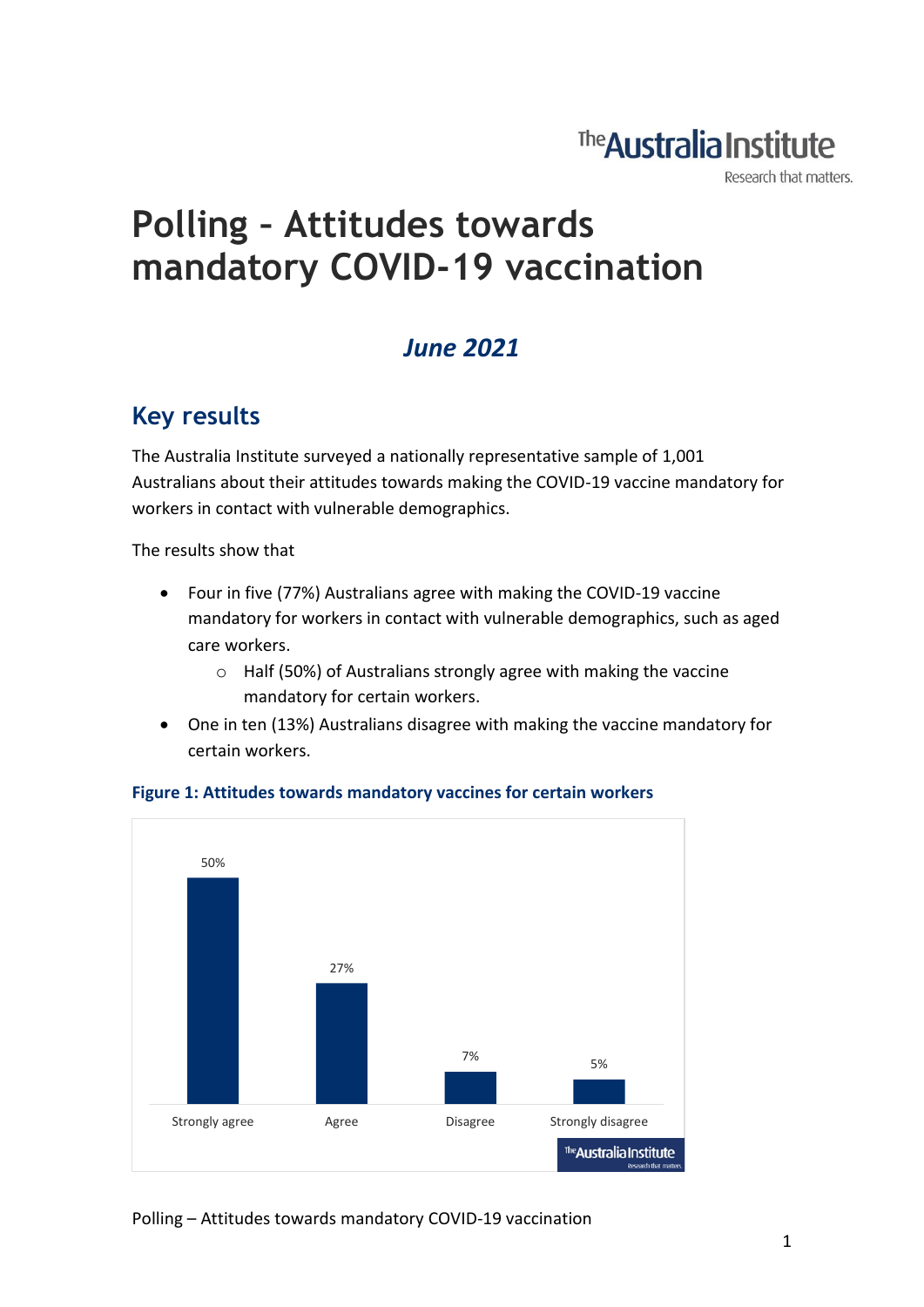# Polling – Attitudes towards mandatory COVID-19 vaccination

## *June 2021*

## Key results

The Australia Institute surveyed a nationally representative sample of 1,001 Australians about their attitudes towards making the COVID-19 vaccine mandatory for workers in contact with vulnerable demographics.

The results show that

- Four in five (77%) Australians agree with making the COVID-19 vaccine mandatory for workers in contact with vulnerable demographics, such as aged care workers.
    - Half (50%) of Australians strongly agree with making the vaccine mandatory for certain workers.
- One in ten (13%) Australians disagree with making the vaccine mandatory for certain workers.

**Figure 1: Attitudes towards mandatory vaccines for certain workers**

| Strongly agree | Agree | Disagree | Strongly disagree |
|---|---|---|---|
| 50% | 27% | 7% | 5% |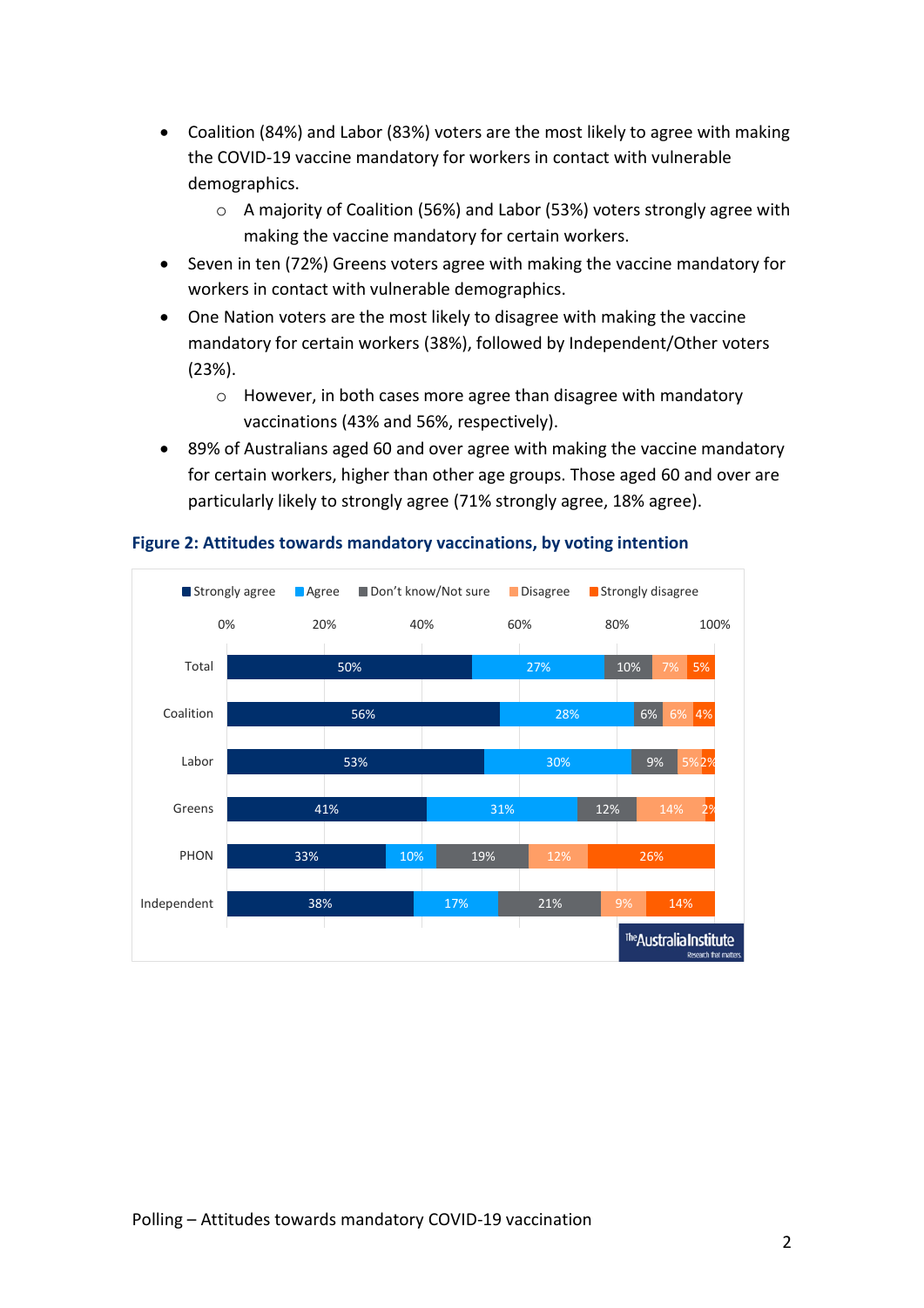- Coalition (84%) and Labor (83%) voters are the most likely to agree with making the COVID-19 vaccine mandatory for workers in contact with vulnerable demographics.
  - A majority of Coalition (56%) and Labor (53%) voters strongly agree with making the vaccine mandatory for certain workers.
- Seven in ten (72%) Greens voters agree with making the vaccine mandatory for workers in contact with vulnerable demographics.
- One Nation voters are the most likely to disagree with making the vaccine mandatory for certain workers (38%), followed by Independent/Other voters (23%).
  - However, in both cases more agree than disagree with mandatory vaccinations (43% and 56%, respectively).
- 89% of Australians aged 60 and over agree with making the vaccine mandatory for certain workers, higher than other age groups. Those aged 60 and over are particularly likely to strongly agree (71% strongly agree, 18% agree).

**Figure 2: Attitudes towards mandatory vaccinations, by voting intention**

| | Strongly agree | Agree | Don't know/Not sure | Disagree | Strongly disagree |
|---|---|---|---|---|---|
| Total | 50% | 27% | 10% | 7% | 5% |
| Coalition | 56% | 28% | 6% | 6% | 4% |
| Labor | 53% | 30% | 9% | 5% | 2% |
| Greens | 41% | 31% | 12% | 14% | 2% |
| PHON | 33% | 10% | 19% | 12% | 26% |
| Independent | 38% | 17% | 21% | 9% | 14% |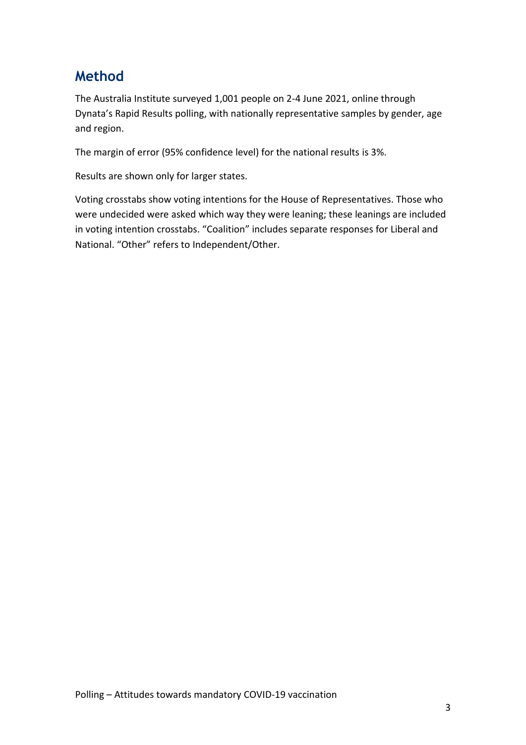## Method

The Australia Institute surveyed 1,001 people on 2-4 June 2021, online through Dynata's Rapid Results polling, with nationally representative samples by gender, age and region.

The margin of error (95% confidence level) for the national results is 3%.

Results are shown only for larger states.

Voting crosstabs show voting intentions for the House of Representatives. Those who were undecided were asked which way they were leaning; these leanings are included in voting intention crosstabs. "Coalition" includes separate responses for Liberal and National. "Other" refers to Independent/Other.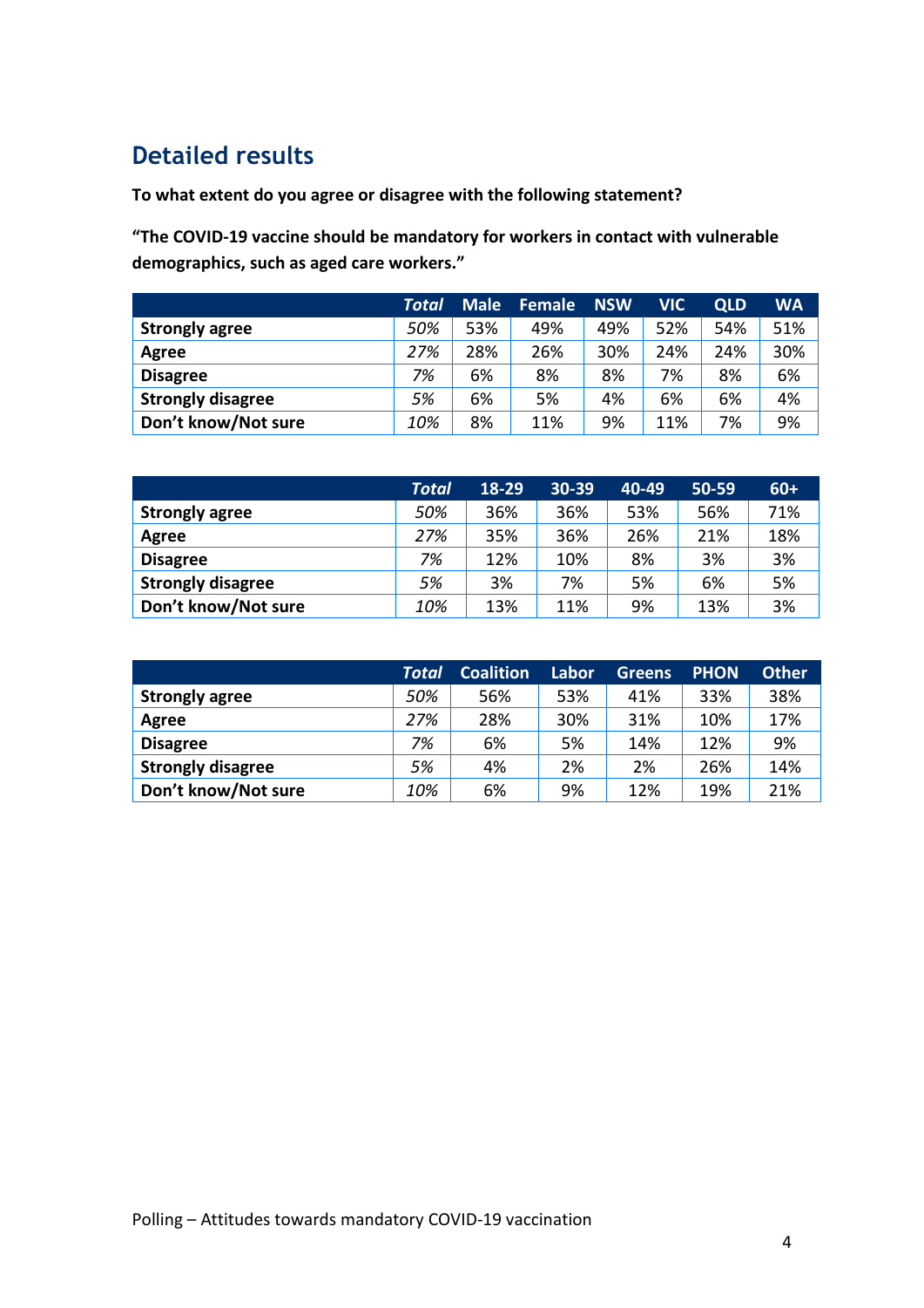## Detailed results

**To what extent do you agree or disagree with the following statement?**

**"The COVID-19 vaccine should be mandatory for workers in contact with vulnerable demographics, such as aged care workers."**

| | *Total* | Male | Female | NSW | VIC | QLD | WA |
|---|---|---|---|---|---|---|---|
| **Strongly agree** | *50%* | 53% | 49% | 49% | 52% | 54% | 51% |
| **Agree** | *27%* | 28% | 26% | 30% | 24% | 24% | 30% |
| **Disagree** | *7%* | 6% | 8% | 8% | 7% | 8% | 6% |
| **Strongly disagree** | *5%* | 6% | 5% | 4% | 6% | 6% | 4% |
| **Don't know/Not sure** | *10%* | 8% | 11% | 9% | 11% | 7% | 9% |

| | *Total* | 18-29 | 30-39 | 40-49 | 50-59 | 60+ |
|---|---|---|---|---|---|---|
| **Strongly agree** | *50%* | 36% | 36% | 53% | 56% | 71% |
| **Agree** | *27%* | 35% | 36% | 26% | 21% | 18% |
| **Disagree** | *7%* | 12% | 10% | 8% | 3% | 3% |
| **Strongly disagree** | *5%* | 3% | 7% | 5% | 6% | 5% |
| **Don't know/Not sure** | *10%* | 13% | 11% | 9% | 13% | 3% |

| | *Total* | Coalition | Labor | Greens | PHON | Other |
|---|---|---|---|---|---|---|
| **Strongly agree** | *50%* | 56% | 53% | 41% | 33% | 38% |
| **Agree** | *27%* | 28% | 30% | 31% | 10% | 17% |
| **Disagree** | *7%* | 6% | 5% | 14% | 12% | 9% |
| **Strongly disagree** | *5%* | 4% | 2% | 2% | 26% | 14% |
| **Don't know/Not sure** | *10%* | 6% | 9% | 12% | 19% | 21% |